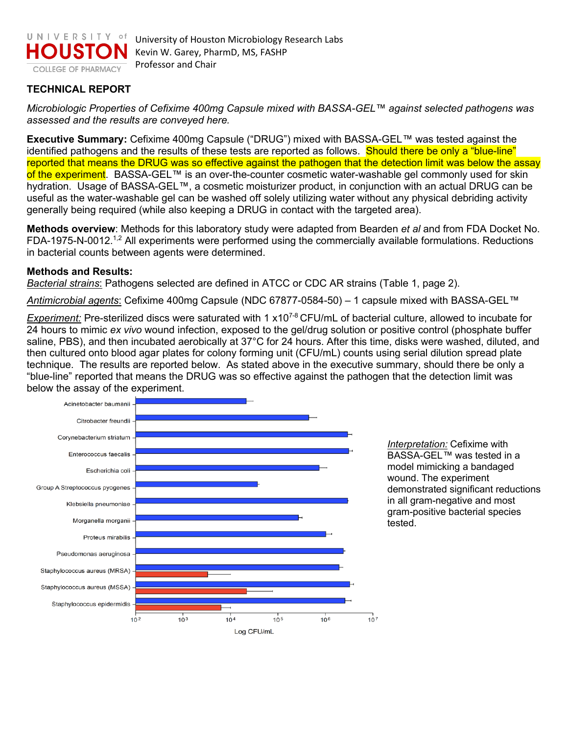University of Houston Microbiology Research Labs
Kevin W. Garey, PharmD, MS, FASHP
Professor and Chair

## TECHNICAL REPORT

*Microbiologic Properties of Cefixime 400mg Capsule mixed with BASSA-GEL™ against selected pathogens was assessed and the results are conveyed here.*

**Executive Summary:** Cefixime 400mg Capsule ("DRUG") mixed with BASSA-GEL™ was tested against the identified pathogens and the results of these tests are reported as follows. Should there be only a "blue-line" reported that means the DRUG was so effective against the pathogen that the detection limit was below the assay of the experiment. BASSA-GEL™ is an over-the-counter cosmetic water-washable gel commonly used for skin hydration. Usage of BASSA-GEL™, a cosmetic moisturizer product, in conjunction with an actual DRUG can be useful as the water-washable gel can be washed off solely utilizing water without any physical debriding activity generally being required (while also keeping a DRUG in contact with the targeted area).

**Methods overview**: Methods for this laboratory study were adapted from Bearden *et al* and from FDA Docket No. FDA-1975-N-0012.[1,2] All experiments were performed using the commercially available formulations. Reductions in bacterial counts between agents were determined.

**Methods and Results:**

*Bacterial strains*: Pathogens selected are defined in ATCC or CDC AR strains (Table 1, page 2).

*Antimicrobial agents*: Cefixime 400mg Capsule (NDC 67877-0584-50) – 1 capsule mixed with BASSA-GEL™

*Experiment:* Pre-sterilized discs were saturated with 1 x$10^{7-8}$ CFU/mL of bacterial culture, allowed to incubate for 24 hours to mimic *ex vivo* wound infection, exposed to the gel/drug solution or positive control (phosphate buffer saline, PBS), and then incubated aerobically at 37°C for 24 hours. After this time, disks were washed, diluted, and then cultured onto blood agar plates for colony forming unit (CFU/mL) counts using serial dilution spread plate technique. The results are reported below. As stated above in the executive summary, should there be only a "blue-line" reported that means the DRUG was so effective against the pathogen that the detection limit was below the assay of the experiment.

Chart (x-axis: Log CFU/mL, $10^2$ to $10^7$): Acinetobacter baumanii; Citrobacter freundii; Corynebacterium striatum; Enterococcus faecalis; Escherichia coli; Group A Streptococcus pyogenes; Klebsiella pneumoniae; Morganella morganii; Proteus mirabilis; Pseudomonas aeruginosa; Staphylococcus aureus (MRSA); Staphylococcus aureus (MSSA); Staphylococcus epidermidis

*Interpretation:* Cefixime with BASSA-GEL™ was tested in a model mimicking a bandaged wound. The experiment demonstrated significant reductions in all gram-negative and most gram-positive bacterial species tested.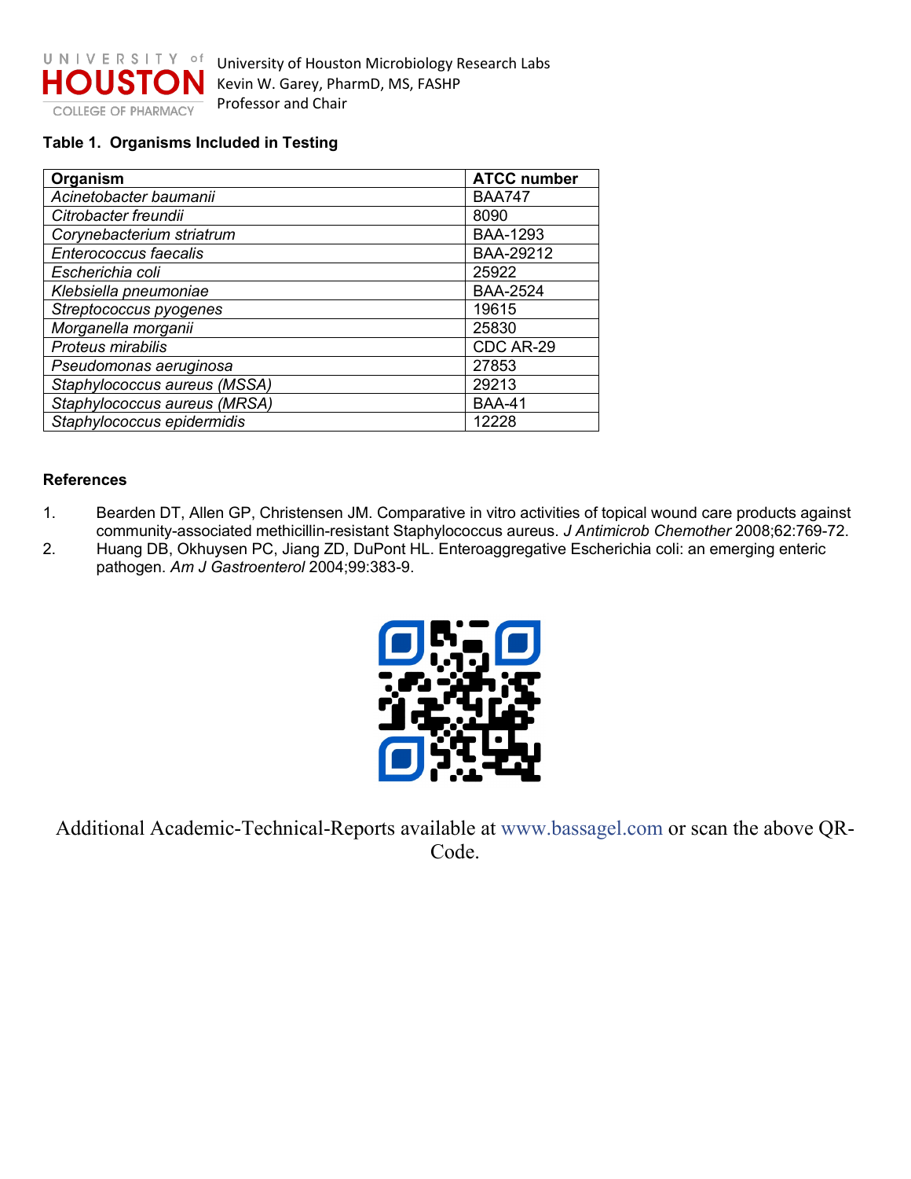University of Houston Microbiology Research Labs
Kevin W. Garey, PharmD, MS, FASHP
Professor and Chair

**Table 1. Organisms Included in Testing**

| Organism | ATCC number |
|---|---|
| *Acinetobacter baumanii* | BAA747 |
| *Citrobacter freundii* | 8090 |
| *Corynebacterium striatrum* | BAA-1293 |
| *Enterococcus faecalis* | BAA-29212 |
| *Escherichia coli* | 25922 |
| *Klebsiella pneumoniae* | BAA-2524 |
| *Streptococcus pyogenes* | 19615 |
| *Morganella morganii* | 25830 |
| *Proteus mirabilis* | CDC AR-29 |
| *Pseudomonas aeruginosa* | 27853 |
| *Staphylococcus aureus (MSSA)* | 29213 |
| *Staphylococcus aureus (MRSA)* | BAA-41 |
| *Staphylococcus epidermidis* | 12228 |

**References**

1. Bearden DT, Allen GP, Christensen JM. Comparative in vitro activities of topical wound care products against community-associated methicillin-resistant Staphylococcus aureus. *J Antimicrob Chemother* 2008;62:769-72.
2. Huang DB, Okhuysen PC, Jiang ZD, DuPont HL. Enteroaggregative Escherichia coli: an emerging enteric pathogen. *Am J Gastroenterol* 2004;99:383-9.

Additional Academic-Technical-Reports available at www.bassagel.com or scan the above QR-Code.